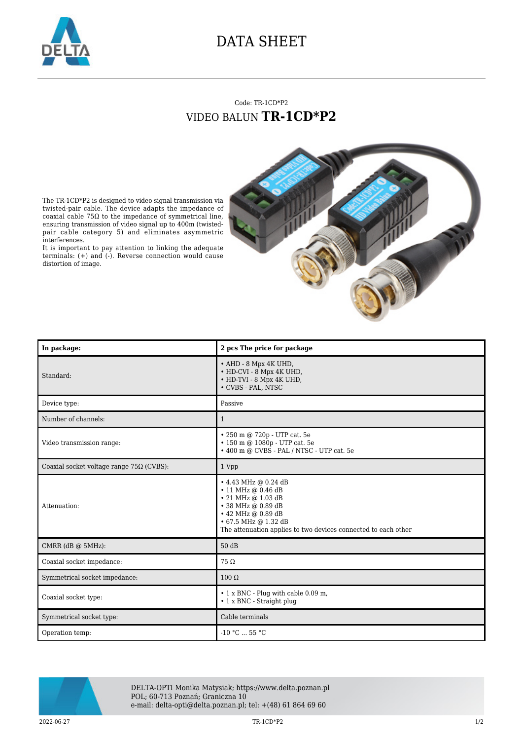# DATA SHEET

Code: TR-1CD*P2

## VIDEO BALUN **TR-1CD*P2**

The TR-1CD*P2 is designed to video signal transmission via twisted-pair cable. The device adapts the impedance of coaxial cable 75Ω to the impedance of symmetrical line, ensuring transmission of video signal up to 400m (twisted-pair cable category 5) and eliminates asymmetric interferences.
It is important to pay attention to linking the adequate terminals: (+) and (-). Reverse connection would cause distortion of image.

| **In package:** | **2 pcs The price for package** |
| --- | --- |
| Standard: | • AHD - 8 Mpx 4K UHD,<br>• HD-CVI - 8 Mpx 4K UHD,<br>• HD-TVI - 8 Mpx 4K UHD,<br>• CVBS - PAL, NTSC |
| Device type: | Passive |
| Number of channels: | 1 |
| Video transmission range: | • 250 m @ 720p - UTP cat. 5e<br>• 150 m @ 1080p - UTP cat. 5e<br>• 400 m @ CVBS - PAL / NTSC - UTP cat. 5e |
| Coaxial socket voltage range 75Ω (CVBS): | 1 Vpp |
| Attenuation: | • 4.43 MHz @ 0.24 dB<br>• 11 MHz @ 0.46 dB<br>• 21 MHz @ 1.03 dB<br>• 38 MHz @ 0.89 dB<br>• 42 MHz @ 0.89 dB<br>• 67.5 MHz @ 1.32 dB<br>The attenuation applies to two devices connected to each other |
| CMRR (dB @ 5MHz): | 50 dB |
| Coaxial socket impedance: | 75 Ω |
| Symmetrical socket impedance: | 100 Ω |
| Coaxial socket type: | • 1 x BNC - Plug with cable 0.09 m,<br>• 1 x BNC - Straight plug |
| Symmetrical socket type: | Cable terminals |
| Operation temp: | -10 °C ... 55 °C |

DELTA-OPTI Monika Matysiak; https://www.delta.poznan.pl
POL; 60-713 Poznań; Graniczna 10
e-mail: delta-opti@delta.poznan.pl; tel: +(48) 61 864 69 60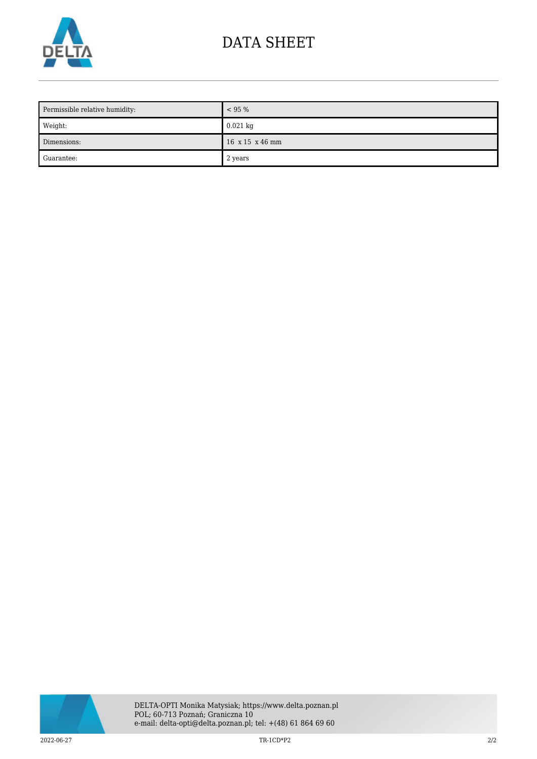# DATA SHEET

| | |
|---|---|
| Permissible relative humidity: | < 95 % |
| Weight: | 0.021 kg |
| Dimensions: | 16 x 15 x 46 mm |
| Guarantee: | 2 years |

DELTA-OPTI Monika Matysiak; https://www.delta.poznan.pl
POL; 60-713 Poznań; Graniczna 10
e-mail: delta-opti@delta.poznan.pl; tel: +(48) 61 864 69 60